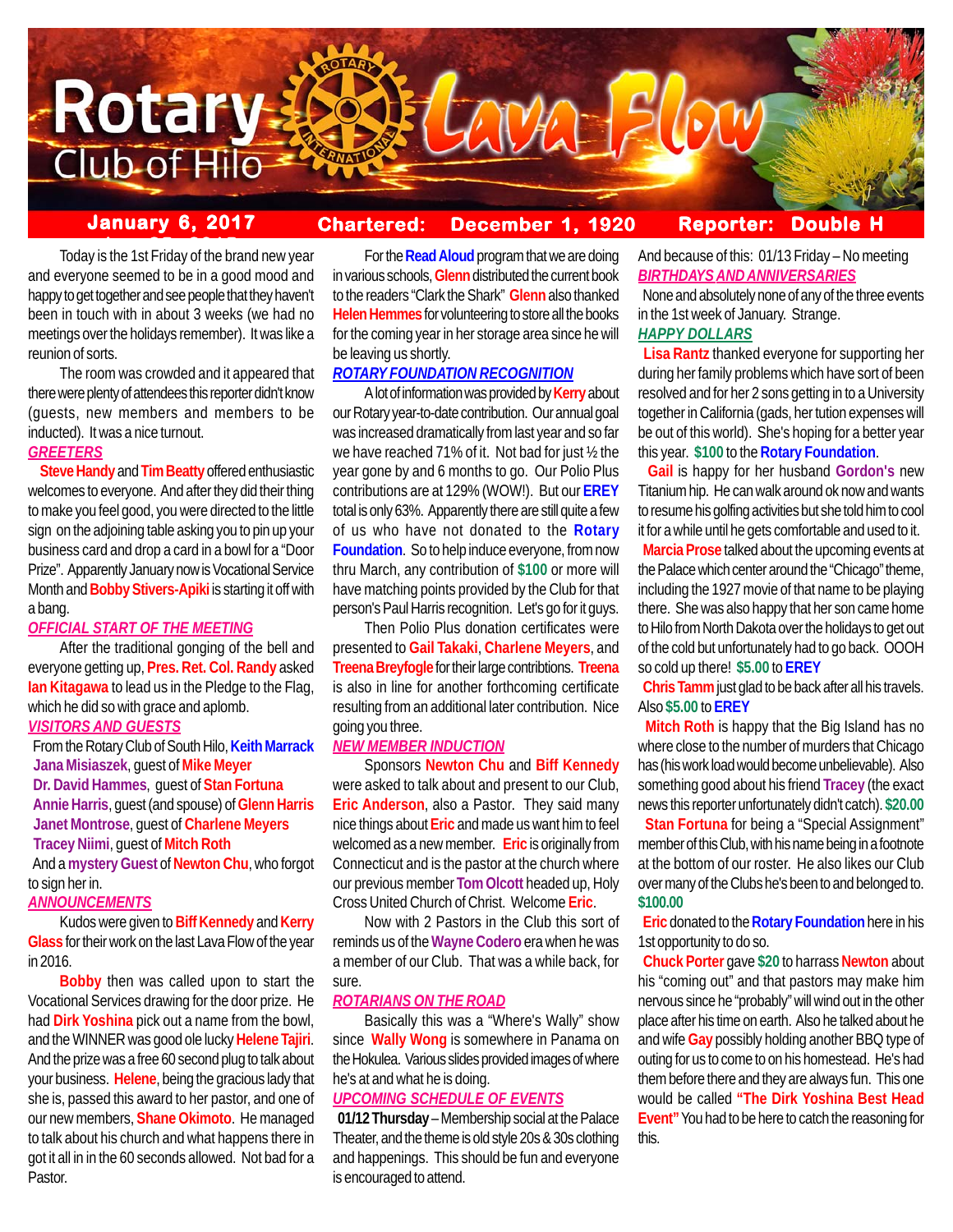# Rotary Club of Hilo — Lava Flow

**January 6, 2017** | **Chartered: December 1, 1920** | **Reporter: Double H**

Today is the 1st Friday of the brand new year and everyone seemed to be in a good mood and happy to get together and see people that they haven't been in touch with in about 3 weeks (we had no meetings over the holidays remember). It was like a reunion of sorts.

The room was crowded and it appeared that there were plenty of attendees this reporter didn't know (guests, new members and members to be inducted). It was a nice turnout.

### GREETERS

**Steve Handy** and **Tim Beatty** offered enthusiastic welcomes to everyone. And after they did their thing to make you feel good, you were directed to the little sign on the adjoining table asking you to pin up your business card and drop a card in a bowl for a "Door Prize". Apparently January now is Vocational Service Month and **Bobby Stivers-Apiki** is starting it off with a bang.

### OFFICIAL START OF THE MEETING

After the traditional gonging of the bell and everyone getting up, **Pres. Ret. Col. Randy** asked **Ian Kitagawa** to lead us in the Pledge to the Flag, which he did so with grace and aplomb.

### VISITORS AND GUESTS

From the Rotary Club of South Hilo, **Keith Marrack**
**Jana Misiaszek**, guest of **Mike Meyer**
**Dr. David Hammes**, guest of **Stan Fortuna**
**Annie Harris**, guest (and spouse) of **Glenn Harris**
**Janet Montrose**, guest of **Charlene Meyers**
**Tracey Niimi**, guest of **Mitch Roth**
And a **mystery Guest** of **Newton Chu**, who forgot to sign her in.

### ANNOUNCEMENTS

Kudos were given to **Biff Kennedy** and **Kerry Glass** for their work on the last Lava Flow of the year in 2016.

**Bobby** then was called upon to start the Vocational Services drawing for the door prize. He had **Dirk Yoshina** pick out a name from the bowl, and the WINNER was good ole lucky **Helene Tajiri**. And the prize was a free 60 second plug to talk about your business. **Helene**, being the gracious lady that she is, passed this award to her pastor, and one of our new members, **Shane Okimoto**. He managed to talk about his church and what happens there in got it all in in the 60 seconds allowed. Not bad for a Pastor.

For the **Read Aloud** program that we are doing in various schools, **Glenn** distributed the current book to the readers "Clark the Shark" **Glenn** also thanked **Helen Hemmes** for volunteering to store all the books for the coming year in her storage area since he will be leaving us shortly.

### ROTARY FOUNDATION RECOGNITION

A lot of information was provided by **Kerry** about our Rotary year-to-date contribution. Our annual goal was increased dramatically from last year and so far we have reached 71% of it. Not bad for just ½ the year gone by and 6 months to go. Our Polio Plus contributions are at 129% (WOW!). But our **EREY** total is only 63%. Apparently there are still quite a few of us who have not donated to the **Rotary Foundation**. So to help induce everyone, from now thru March, any contribution of **$100** or more will have matching points provided by the Club for that person's Paul Harris recognition. Let's go for it guys.

Then Polio Plus donation certificates were presented to **Gail Takaki**, **Charlene Meyers**, and **Treena Breyfogle** for their large contribtions. **Treena** is also in line for another forthcoming certificate resulting from an additional later contribution. Nice going you three.

### NEW MEMBER INDUCTION

Sponsors **Newton Chu** and **Biff Kennedy** were asked to talk about and present to our Club, **Eric Anderson**, also a Pastor. They said many nice things about **Eric** and made us want him to feel welcomed as a new member. **Eric** is originally from Connecticut and is the pastor at the church where our previous member **Tom Olcott** headed up, Holy Cross United Church of Christ. Welcome **Eric**.

Now with 2 Pastors in the Club this sort of reminds us of the **Wayne Codero** era when he was a member of our Club. That was a while back, for sure.

### ROTARIANS ON THE ROAD

Basically this was a "Where's Wally" show since **Wally Wong** is somewhere in Panama on the Hokulea. Various slides provided images of where he's at and what he is doing.

### UPCOMING SCHEDULE OF EVENTS

**01/12 Thursday** – Membership social at the Palace Theater, and the theme is old style 20s & 30s clothing and happenings. This should be fun and everyone is encouraged to attend.

And because of this: 01/13 Friday – No meeting

### BIRTHDAYS AND ANNIVERSARIES

None and absolutely none of any of the three events in the 1st week of January. Strange.

### HAPPY DOLLARS

**Lisa Rantz** thanked everyone for supporting her during her family problems which have sort of been resolved and for her 2 sons getting in to a University together in California (gads, her tution expenses will be out of this world). She's hoping for a better year this year. **$100** to the **Rotary Foundation**.

**Gail** is happy for her husband **Gordon's** new Titanium hip. He can walk around ok now and wants to resume his golfing activities but she told him to cool it for a while until he gets comfortable and used to it.

**Marcia Prose** talked about the upcoming events at the Palace which center around the "Chicago" theme, including the 1927 movie of that name to be playing there. She was also happy that her son came home to Hilo from North Dakota over the holidays to get out of the cold but unfortunately had to go back. OOOH so cold up there! **$5.00** to **EREY**

**Chris Tamm** just glad to be back after all his travels. Also **$5.00** to **EREY**

**Mitch Roth** is happy that the Big Island has no where close to the number of murders that Chicago has (his work load would become unbelievable). Also something good about his friend **Tracey** (the exact news this reporter unfortunately didn't catch). **$20.00**

**Stan Fortuna** for being a "Special Assignment" member of this Club, with his name being in a footnote at the bottom of our roster. He also likes our Club over many of the Clubs he's been to and belonged to. **$100.00**

**Eric** donated to the **Rotary Foundation** here in his 1st opportunity to do so.

**Chuck Porter** gave **$20** to harrass **Newton** about his "coming out" and that pastors may make him nervous since he "probably" will wind out in the other place after his time on earth. Also he talked about he and wife **Gay** possibly holding another BBQ type of outing for us to come to on his homestead. He's had them before there and they are always fun. This one would be called **"The Dirk Yoshina Best Head Event"** You had to be here to catch the reasoning for this.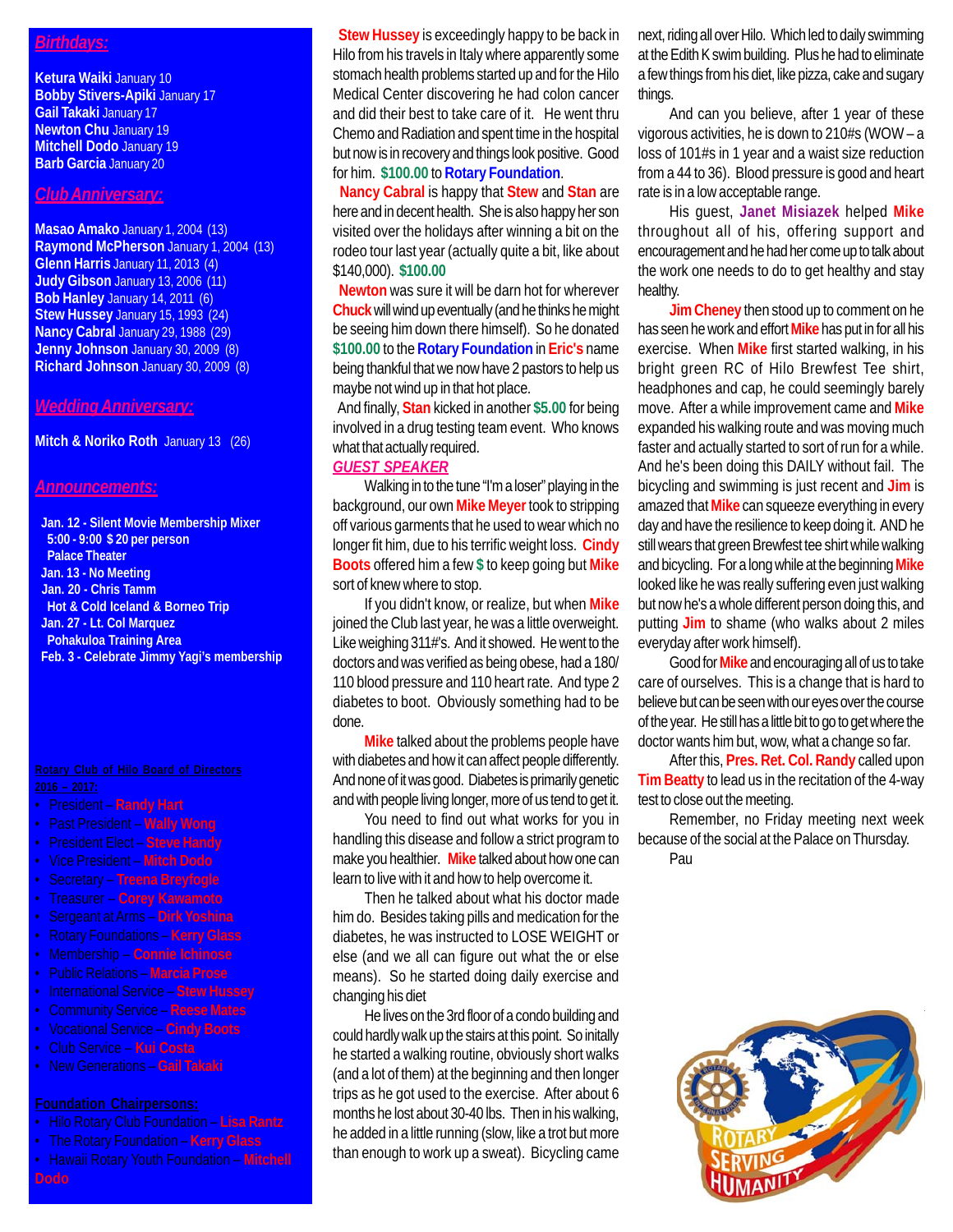## *Birthdays:*

**Ketura Waiki** January 10
**Bobby Stivers-Apiki** January 17
**Gail Takaki** January 17
**Newton Chu** January 19
**Mitchell Dodo** January 19
**Barb Garcia** January 20

## *Club Anniversary:*

**Masao Amako** January 1, 2004 (13)
**Raymond McPherson** January 1, 2004 (13)
**Glenn Harris** January 11, 2013 (4)
**Judy Gibson** January 13, 2006 (11)
**Bob Hanley** January 14, 2011 (6)
**Stew Hussey** January 15, 1993 (24)
**Nancy Cabral** January 29, 1988 (29)
**Jenny Johnson** January 30, 2009 (8)
**Richard Johnson** January 30, 2009 (8)

## *Wedding Anniversary:*

**Mitch & Noriko Roth** January 13 (26)

## *Announcements:*

**Jan. 12 - Silent Movie Membership Mixer**
**5:00 - 9:00 $ 20 per person**
**Palace Theater**
**Jan. 13 - No Meeting**
**Jan. 20 - Chris Tamm**
**Hot & Cold Iceland & Borneo Trip**
**Jan. 27 - Lt. Col Marquez**
**Pohakuloa Training Area**
**Feb. 3 - Celebrate Jimmy Yagi's membership**

**Rotary Club of Hilo Board of Directors**
**2016 – 2017:**

- President – **Randy Hart**
- Past President – **Wally Wong**
- President Elect – **Steve Handy**
- Vice President – **Mitch Dodo**
- Secretary – **Treena Breyfogle**
- Treasurer – **Corey Kawamoto**
- Sergeant at Arms – **Dirk Yoshina**
- Rotary Foundations – **Kerry Glass**
- Membership – **Connie Ichinose**
- Public Relations – **Marcia Prose**
- International Service – **Stew Hussey**
- Community Service – **Reese Mates**
- Vocational Service – **Cindy Boots**
- Club Service – **Kui Costa**
- New Generations – **Gail Takaki**

**Foundation Chairpersons:**

- Hilo Rotary Club Foundation – **Lisa Rantz**
- The Rotary Foundation – **Kerry Glass**
- Hawaii Rotary Youth Foundation – **Mitchell Dodo**

**Stew Hussey** is exceedingly happy to be back in Hilo from his travels in Italy where apparently some stomach health problems started up and for the Hilo Medical Center discovering he had colon cancer and did their best to take care of it. He went thru Chemo and Radiation and spent time in the hospital but now is in recovery and things look positive. Good for him. **$100.00** to **Rotary Foundation**.

**Nancy Cabral** is happy that **Stew** and **Stan** are here and in decent health. She is also happy her son visited over the holidays after winning a bit on the rodeo tour last year (actually quite a bit, like about $140,000). **$100.00**

**Newton** was sure it will be darn hot for wherever **Chuck** will wind up eventually (and he thinks he might be seeing him down there himself). So he donated **$100.00** to the **Rotary Foundation** in **Eric's** name being thankful that we now have 2 pastors to help us maybe not wind up in that hot place.

And finally, **Stan** kicked in another **$5.00** for being involved in a drug testing team event. Who knows what that actually required.

*GUEST SPEAKER*

Walking in to the tune "I'm a loser" playing in the background, our own **Mike Meyer** took to stripping off various garments that he used to wear which no longer fit him, due to his terrific weight loss. **Cindy Boots** offered him a few **$** to keep going but **Mike** sort of knew where to stop.

If you didn't know, or realize, but when **Mike** joined the Club last year, he was a little overweight. Like weighing 311#'s. And it showed. He went to the doctors and was verified as being obese, had a 180/110 blood pressure and 110 heart rate. And type 2 diabetes to boot. Obviously something had to be done.

**Mike** talked about the problems people have with diabetes and how it can affect people differently. And none of it was good. Diabetes is primarily genetic and with people living longer, more of us tend to get it.

You need to find out what works for you in handling this disease and follow a strict program to make you healthier. **Mike** talked about how one can learn to live with it and how to help overcome it.

Then he talked about what his doctor made him do. Besides taking pills and medication for the diabetes, he was instructed to LOSE WEIGHT or else (and we all can figure out what the or else means). So he started doing daily exercise and changing his diet

He lives on the 3rd floor of a condo building and could hardly walk up the stairs at this point. So initally he started a walking routine, obviously short walks (and a lot of them) at the beginning and then longer trips as he got used to the exercise. After about 6 months he lost about 30-40 lbs. Then in his walking, he added in a little running (slow, like a trot but more than enough to work up a sweat). Bicycling came next, riding all over Hilo. Which led to daily swimming at the Edith K swim building. Plus he had to eliminate a few things from his diet, like pizza, cake and sugary things.

And can you believe, after 1 year of these vigorous activities, he is down to 210#s (WOW – a loss of 101#s in 1 year and a waist size reduction from a 44 to 36). Blood pressure is good and heart rate is in a low acceptable range.

His guest, **Janet Misiazek** helped **Mike** throughout all of his, offering support and encouragement and he had her come up to talk about the work one needs to do to get healthy and stay healthy.

**Jim Cheney** then stood up to comment on he has seen he work and effort **Mike** has put in for all his exercise. When **Mike** first started walking, in his bright green RC of Hilo Brewfest Tee shirt, headphones and cap, he could seemingly barely move. After a while improvement came and **Mike** expanded his walking route and was moving much faster and actually started to sort of run for a while. And he's been doing this DAILY without fail. The bicycling and swimming is just recent and **Jim** is amazed that **Mike** can squeeze everything in every day and have the resilience to keep doing it. AND he still wears that green Brewfest tee shirt while walking and bicycling. For a long while at the beginning **Mike** looked like he was really suffering even just walking but now he's a whole different person doing this, and putting **Jim** to shame (who walks about 2 miles everyday after work himself).

Good for **Mike** and encouraging all of us to take care of ourselves. This is a change that is hard to believe but can be seen with our eyes over the course of the year. He still has a little bit to go to get where the doctor wants him but, wow, what a change so far.

After this, **Pres. Ret. Col. Randy** called upon **Tim Beatty** to lead us in the recitation of the 4-way test to close out the meeting.

Remember, no Friday meeting next week because of the social at the Palace on Thursday.

Pau